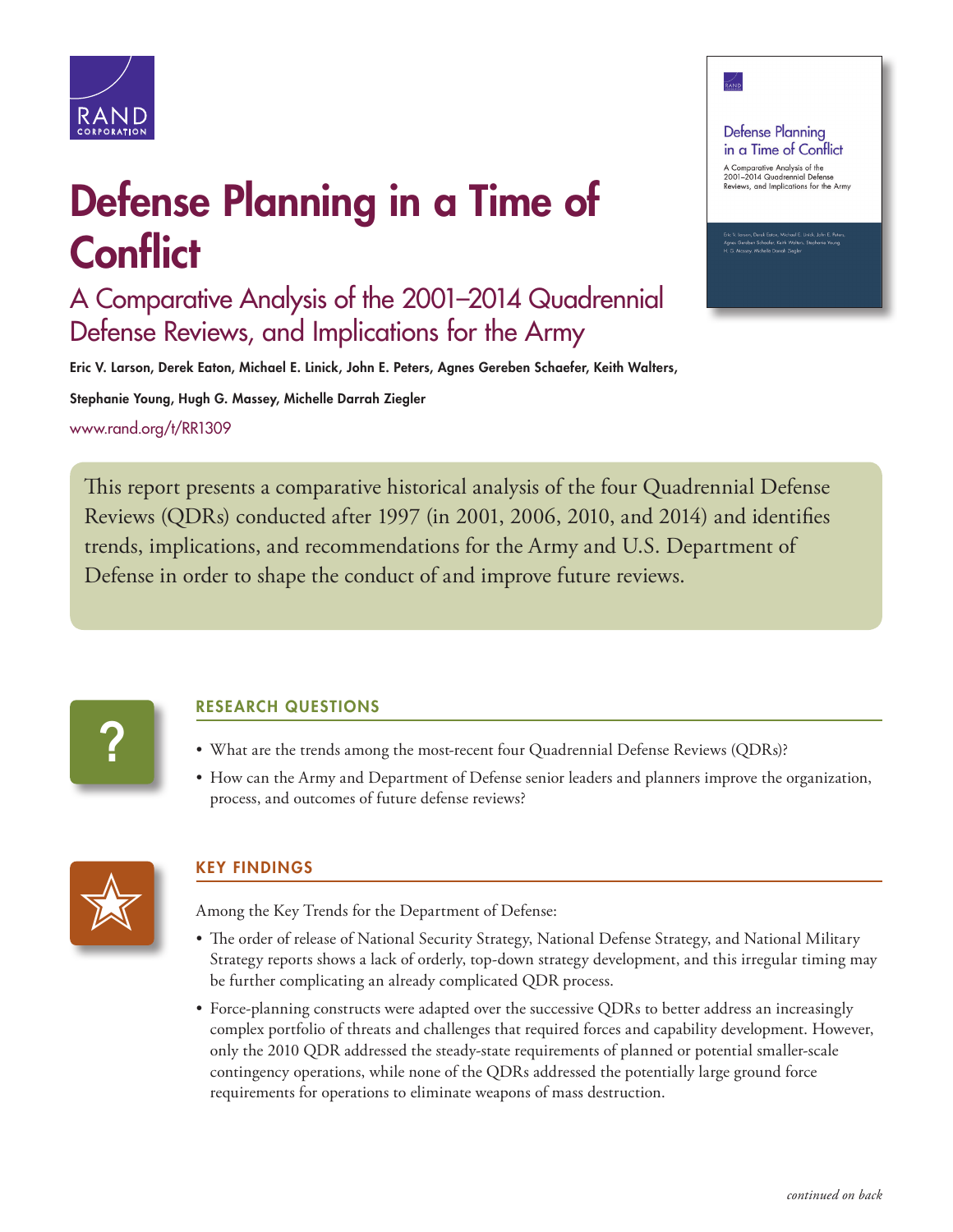# Defense Planning in a Time of Conflict

## A Comparative Analysis of the 2001–2014 Quadrennial Defense Reviews, and Implications for the Army

**Eric V. Larson, Derek Eaton, Michael E. Linick, John E. Peters, Agnes Gereben Schaefer, Keith Walters, Stephanie Young, Hugh G. Massey, Michelle Darrah Ziegler**

www.rand.org/t/RR1309

This report presents a comparative historical analysis of the four Quadrennial Defense Reviews (QDRs) conducted after 1997 (in 2001, 2006, 2010, and 2014) and identifies trends, implications, and recommendations for the Army and U.S. Department of Defense in order to shape the conduct of and improve future reviews.

### RESEARCH QUESTIONS

- What are the trends among the most-recent four Quadrennial Defense Reviews (QDRs)?
- How can the Army and Department of Defense senior leaders and planners improve the organization, process, and outcomes of future defense reviews?

### KEY FINDINGS

Among the Key Trends for the Department of Defense:

- The order of release of National Security Strategy, National Defense Strategy, and National Military Strategy reports shows a lack of orderly, top-down strategy development, and this irregular timing may be further complicating an already complicated QDR process.
- Force-planning constructs were adapted over the successive QDRs to better address an increasingly complex portfolio of threats and challenges that required forces and capability development. However, only the 2010 QDR addressed the steady-state requirements of planned or potential smaller-scale contingency operations, while none of the QDRs addressed the potentially large ground force requirements for operations to eliminate weapons of mass destruction.

*continued on back*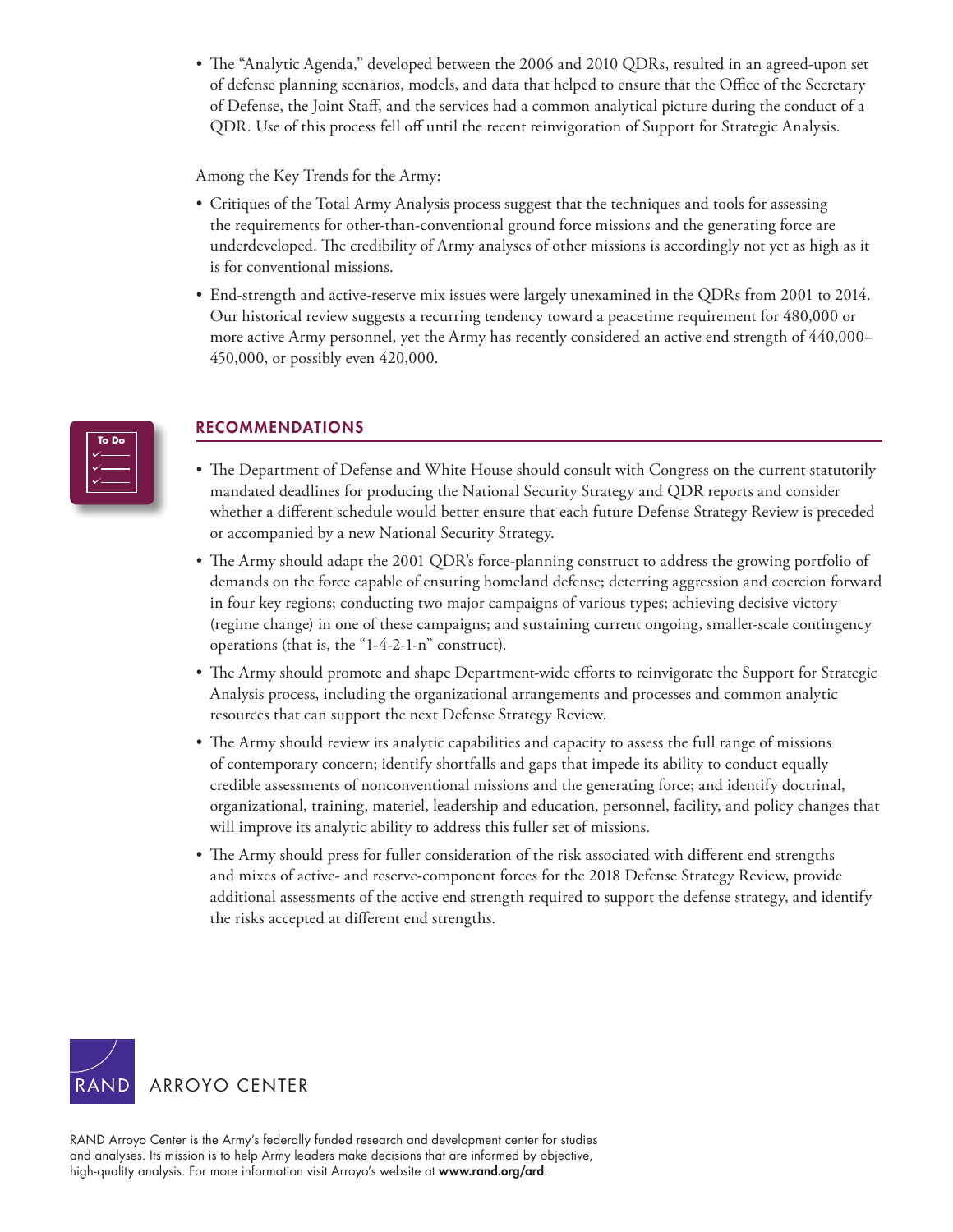- The "Analytic Agenda," developed between the 2006 and 2010 QDRs, resulted in an agreed-upon set of defense planning scenarios, models, and data that helped to ensure that the Office of the Secretary of Defense, the Joint Staff, and the services had a common analytical picture during the conduct of a QDR. Use of this process fell off until the recent reinvigoration of Support for Strategic Analysis.

Among the Key Trends for the Army:

- Critiques of the Total Army Analysis process suggest that the techniques and tools for assessing the requirements for other-than-conventional ground force missions and the generating force are underdeveloped. The credibility of Army analyses of other missions is accordingly not yet as high as it is for conventional missions.
- End-strength and active-reserve mix issues were largely unexamined in the QDRs from 2001 to 2014. Our historical review suggests a recurring tendency toward a peacetime requirement for 480,000 or more active Army personnel, yet the Army has recently considered an active end strength of 440,000–450,000, or possibly even 420,000.

## RECOMMENDATIONS

- The Department of Defense and White House should consult with Congress on the current statutorily mandated deadlines for producing the National Security Strategy and QDR reports and consider whether a different schedule would better ensure that each future Defense Strategy Review is preceded or accompanied by a new National Security Strategy.
- The Army should adapt the 2001 QDR's force-planning construct to address the growing portfolio of demands on the force capable of ensuring homeland defense; deterring aggression and coercion forward in four key regions; conducting two major campaigns of various types; achieving decisive victory (regime change) in one of these campaigns; and sustaining current ongoing, smaller-scale contingency operations (that is, the "1-4-2-1-n" construct).
- The Army should promote and shape Department-wide efforts to reinvigorate the Support for Strategic Analysis process, including the organizational arrangements and processes and common analytic resources that can support the next Defense Strategy Review.
- The Army should review its analytic capabilities and capacity to assess the full range of missions of contemporary concern; identify shortfalls and gaps that impede its ability to conduct equally credible assessments of nonconventional missions and the generating force; and identify doctrinal, organizational, training, materiel, leadership and education, personnel, facility, and policy changes that will improve its analytic ability to address this fuller set of missions.
- The Army should press for fuller consideration of the risk associated with different end strengths and mixes of active- and reserve-component forces for the 2018 Defense Strategy Review, provide additional assessments of the active end strength required to support the defense strategy, and identify the risks accepted at different end strengths.

RAND ARROYO CENTER

RAND Arroyo Center is the Army's federally funded research and development center for studies and analyses. Its mission is to help Army leaders make decisions that are informed by objective, high-quality analysis. For more information visit Arroyo's website at **www.rand.org/ard**.